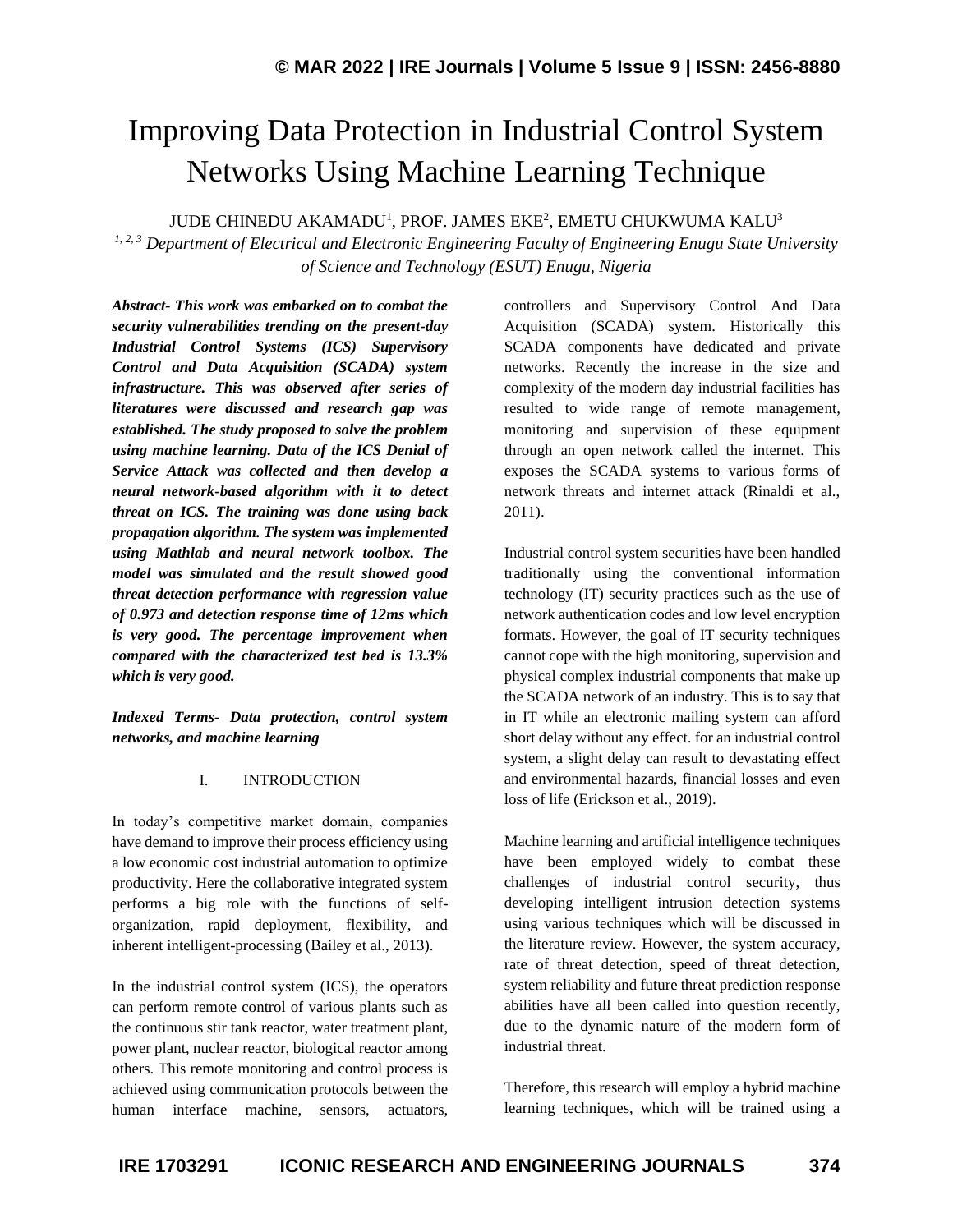# Improving Data Protection in Industrial Control System Networks Using Machine Learning Technique

JUDE CHINEDU AKAMADU[1], PROF. JAMES EKE[2], EMETU CHUKWUMA KALU[3]

*[1, 2, 3] Department of Electrical and Electronic Engineering Faculty of Engineering Enugu State University of Science and Technology (ESUT) Enugu, Nigeria*

***Abstract- This work was embarked on to combat the security vulnerabilities trending on the present-day Industrial Control Systems (ICS) Supervisory Control and Data Acquisition (SCADA) system infrastructure. This was observed after series of literatures were discussed and research gap was established. The study proposed to solve the problem using machine learning. Data of the ICS Denial of Service Attack was collected and then develop a neural network-based algorithm with it to detect threat on ICS. The training was done using back propagation algorithm. The system was implemented using Mathlab and neural network toolbox. The model was simulated and the result showed good threat detection performance with regression value of 0.973 and detection response time of 12ms which is very good. The percentage improvement when compared with the characterized test bed is 13.3% which is very good.***

***Indexed Terms- Data protection, control system networks, and machine learning***

## I. INTRODUCTION

In today's competitive market domain, companies have demand to improve their process efficiency using a low economic cost industrial automation to optimize productivity. Here the collaborative integrated system performs a big role with the functions of self-organization, rapid deployment, flexibility, and inherent intelligent-processing (Bailey et al., 2013).

In the industrial control system (ICS), the operators can perform remote control of various plants such as the continuous stir tank reactor, water treatment plant, power plant, nuclear reactor, biological reactor among others. This remote monitoring and control process is achieved using communication protocols between the human interface machine, sensors, actuators, controllers and Supervisory Control And Data Acquisition (SCADA) system. Historically this SCADA components have dedicated and private networks. Recently the increase in the size and complexity of the modern day industrial facilities has resulted to wide range of remote management, monitoring and supervision of these equipment through an open network called the internet. This exposes the SCADA systems to various forms of network threats and internet attack (Rinaldi et al., 2011).

Industrial control system securities have been handled traditionally using the conventional information technology (IT) security practices such as the use of network authentication codes and low level encryption formats. However, the goal of IT security techniques cannot cope with the high monitoring, supervision and physical complex industrial components that make up the SCADA network of an industry. This is to say that in IT while an electronic mailing system can afford short delay without any effect. for an industrial control system, a slight delay can result to devastating effect and environmental hazards, financial losses and even loss of life (Erickson et al., 2019).

Machine learning and artificial intelligence techniques have been employed widely to combat these challenges of industrial control security, thus developing intelligent intrusion detection systems using various techniques which will be discussed in the literature review. However, the system accuracy, rate of threat detection, speed of threat detection, system reliability and future threat prediction response abilities have all been called into question recently, due to the dynamic nature of the modern form of industrial threat.

Therefore, this research will employ a hybrid machine learning techniques, which will be trained using a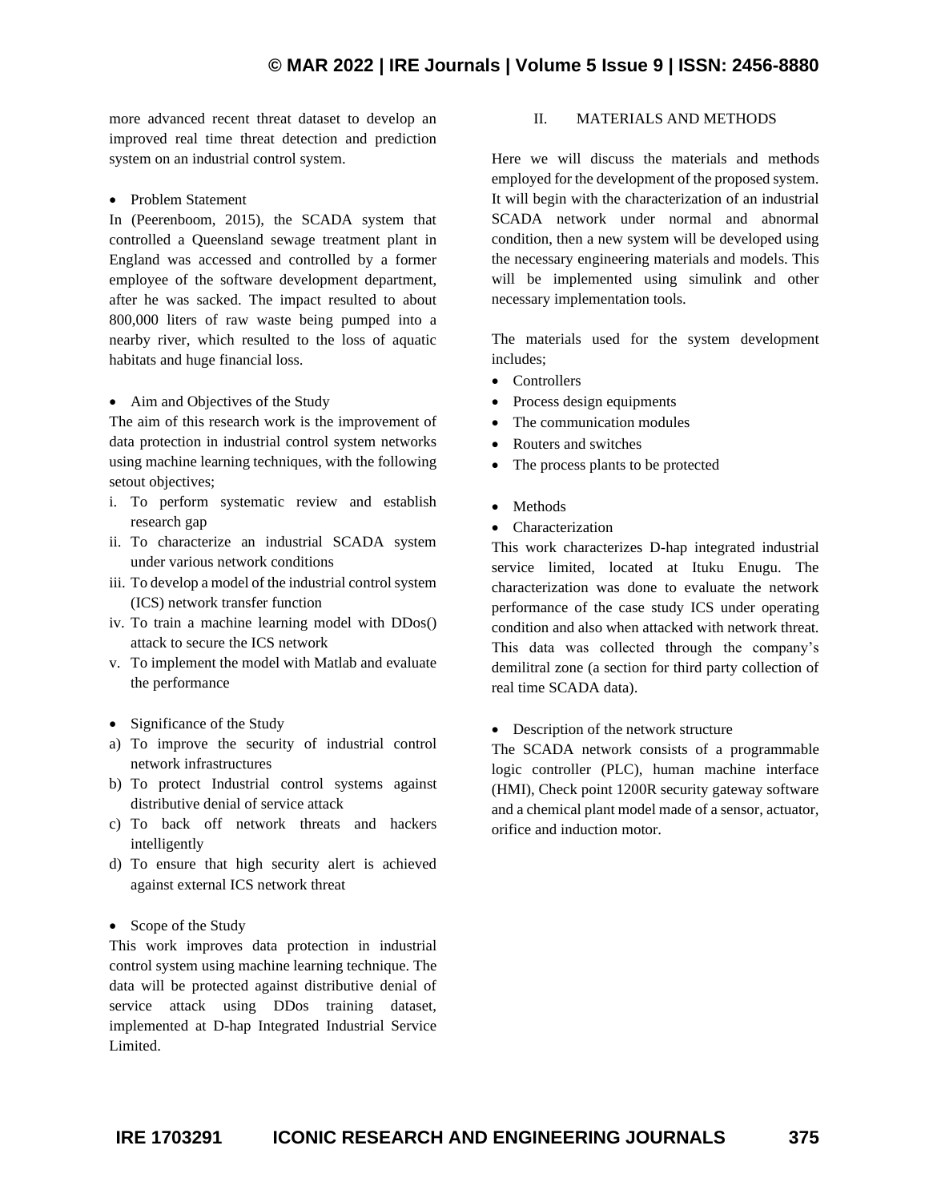more advanced recent threat dataset to develop an improved real time threat detection and prediction system on an industrial control system.

- Problem Statement

In (Peerenboom, 2015), the SCADA system that controlled a Queensland sewage treatment plant in England was accessed and controlled by a former employee of the software development department, after he was sacked. The impact resulted to about 800,000 liters of raw waste being pumped into a nearby river, which resulted to the loss of aquatic habitats and huge financial loss.

- Aim and Objectives of the Study

The aim of this research work is the improvement of data protection in industrial control system networks using machine learning techniques, with the following setout objectives;

i. To perform systematic review and establish research gap
ii. To characterize an industrial SCADA system under various network conditions
iii. To develop a model of the industrial control system (ICS) network transfer function
iv. To train a machine learning model with DDos() attack to secure the ICS network
v. To implement the model with Matlab and evaluate the performance

- Significance of the Study

a) To improve the security of industrial control network infrastructures
b) To protect Industrial control systems against distributive denial of service attack
c) To back off network threats and hackers intelligently
d) To ensure that high security alert is achieved against external ICS network threat

- Scope of the Study

This work improves data protection in industrial control system using machine learning technique. The data will be protected against distributive denial of service attack using DDos training dataset, implemented at D-hap Integrated Industrial Service Limited.

## II. MATERIALS AND METHODS

Here we will discuss the materials and methods employed for the development of the proposed system. It will begin with the characterization of an industrial SCADA network under normal and abnormal condition, then a new system will be developed using the necessary engineering materials and models. This will be implemented using simulink and other necessary implementation tools.

The materials used for the system development includes;

- Controllers
- Process design equipments
- The communication modules
- Routers and switches
- The process plants to be protected

- Methods
- Characterization

This work characterizes D-hap integrated industrial service limited, located at Ituku Enugu. The characterization was done to evaluate the network performance of the case study ICS under operating condition and also when attacked with network threat. This data was collected through the company's demilitral zone (a section for third party collection of real time SCADA data).

- Description of the network structure

The SCADA network consists of a programmable logic controller (PLC), human machine interface (HMI), Check point 1200R security gateway software and a chemical plant model made of a sensor, actuator, orifice and induction motor.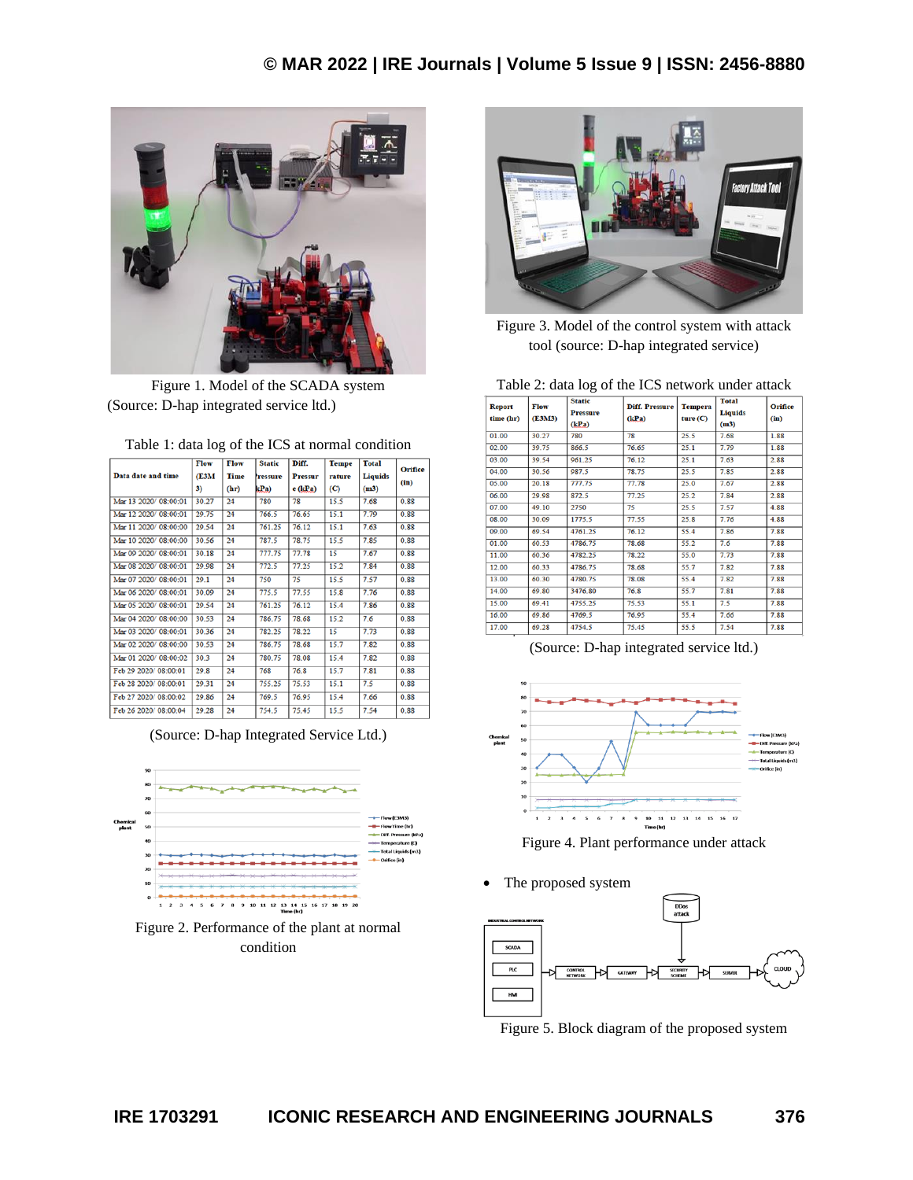Figure 1. Model of the SCADA system (Source: D-hap integrated service ltd.)

Table 1: data log of the ICS at normal condition

| Data date and time | Flow (E3M3) | Flow Time (hr) | Static Pressure kPa) | Diff. Pressure (kPa) | Temperature (C) | Total Liquids (m3) | Orifice (in) |
|---|---|---|---|---|---|---|---|
| Mar 13 2020/ 08:00:01 | 30.27 | 24 | 780 | 78 | 15.5 | 7.68 | 0.88 |
| Mar 12 2020/ 08:00:01 | 29.75 | 24 | 766.5 | 76.65 | 15.1 | 7.79 | 0.88 |
| Mar 11 2020/ 08:00:00 | 29.54 | 24 | 761.25 | 76.12 | 15.1 | 7.63 | 0.88 |
| Mar 10 2020/ 08:00:00 | 30.56 | 24 | 787.5 | 78.75 | 15.5 | 7.85 | 0.88 |
| Mar 09 2020/ 08:00:01 | 30.18 | 24 | 777.75 | 77.78 | 15 | 7.67 | 0.88 |
| Mar 08 2020/ 08:00:01 | 29.98 | 24 | 772.5 | 77.25 | 15.2 | 7.84 | 0.88 |
| Mar 07 2020/ 08:00:01 | 29.1 | 24 | 750 | 75 | 15.5 | 7.57 | 0.88 |
| Mar 06 2020/ 08:00:01 | 30.09 | 24 | 775.5 | 77.55 | 15.8 | 7.76 | 0.88 |
| Mar 05 2020/ 08:00:01 | 29.54 | 24 | 761.25 | 76.12 | 15.4 | 7.86 | 0.88 |
| Mar 04 2020/ 08:00:00 | 30.53 | 24 | 786.75 | 78.68 | 15.2 | 7.6 | 0.88 |
| Mar 03 2020/ 08:00:01 | 30.36 | 24 | 782.25 | 78.22 | 15 | 7.73 | 0.88 |
| Mar 02 2020/ 08:00:00 | 30.53 | 24 | 786.75 | 78.68 | 15.7 | 7.82 | 0.88 |
| Mar 01 2020/ 08:00:02 | 30.3 | 24 | 780.75 | 78.08 | 15.4 | 7.82 | 0.88 |
| Feb 29 2020/ 08:00:01 | 29.8 | 24 | 768 | 76.8 | 15.7 | 7.81 | 0.88 |
| Feb 28 2020/ 08:00:01 | 29.31 | 24 | 755.25 | 75.53 | 15.1 | 7.5 | 0.88 |
| Feb 27 2020/ 08:00:02 | 29.86 | 24 | 769.5 | 76.95 | 15.4 | 7.66 | 0.88 |
| Feb 26 2020/ 08:00:04 | 29.28 | 24 | 754.5 | 75.45 | 15.5 | 7.54 | 0.88 |

(Source: D-hap Integrated Service Ltd.)

Figure 2. Performance of the plant at normal condition

Figure 3. Model of the control system with attack tool (source: D-hap integrated service)

Table 2: data log of the ICS network under attack

| Report time (hr) | Flow (E3M3) | Static Pressure (kPa) | Diff. Pressure (kPa) | Temperature (C) | Total Liquids (m3) | Orifice (in) |
|---|---|---|---|---|---|---|
| 01.00 | 30.27 | 780 | 78 | 25.5 | 7.68 | 1.88 |
| 02.00 | 39.75 | 866.5 | 76.65 | 25.1 | 7.79 | 1.88 |
| 03.00 | 39.54 | 961.25 | 76.12 | 25.1 | 7.63 | 2.88 |
| 04.00 | 30.56 | 987.5 | 78.75 | 25.5 | 7.85 | 2.88 |
| 05.00 | 20.18 | 777.75 | 77.78 | 25.0 | 7.67 | 2.88 |
| 06.00 | 29.98 | 872.5 | 77.25 | 25.2 | 7.84 | 2.88 |
| 07.00 | 49.10 | 2750 | 75 | 25.5 | 7.57 | 4.88 |
| 08.00 | 30.09 | 1775.5 | 77.55 | 25.8 | 7.76 | 4.88 |
| 09.00 | 69.54 | 4761.25 | 76.12 | 55.4 | 7.86 | 7.88 |
| 01.00 | 60.53 | 4786.75 | 78.68 | 55.2 | 7.6 | 7.88 |
| 11.00 | 60.36 | 4782.25 | 78.22 | 55.0 | 7.73 | 7.88 |
| 12.00 | 60.33 | 4786.75 | 78.68 | 55.7 | 7.82 | 7.88 |
| 13.00 | 60.30 | 4780.75 | 78.08 | 55.4 | 7.82 | 7.88 |
| 14.00 | 69.80 | 3476.80 | 76.8 | 55.7 | 7.81 | 7.88 |
| 15.00 | 69.41 | 4755.25 | 75.53 | 55.1 | 7.5 | 7.88 |
| 16.00 | 69.86 | 4769.5 | 76.95 | 55.4 | 7.66 | 7.88 |
| 17.00 | 69.28 | 4754.5 | 75.45 | 55.5 | 7.54 | 7.88 |

(Source: D-hap integrated service ltd.)

Figure 4. Plant performance under attack

- The proposed system

Figure 5. Block diagram of the proposed system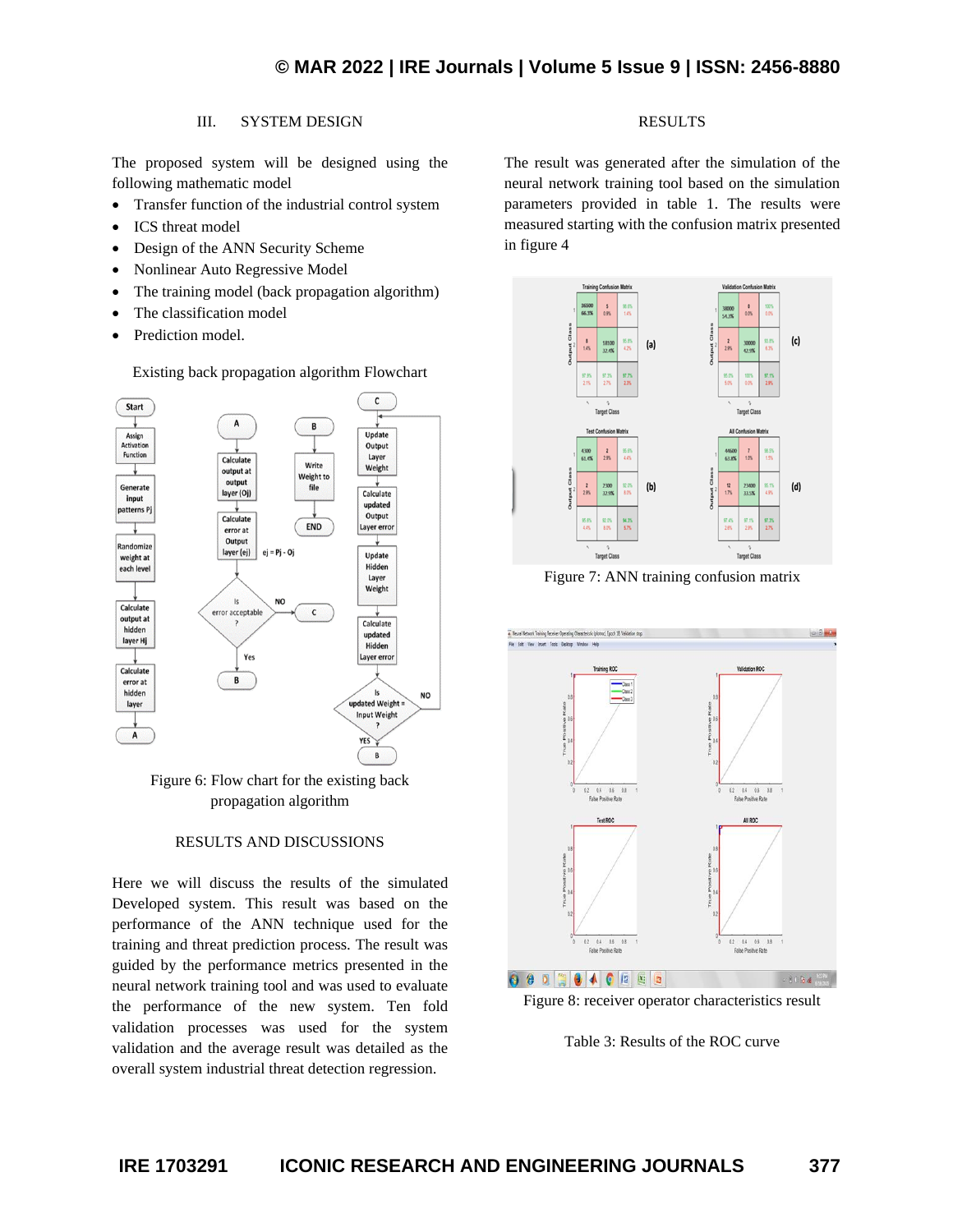## III. SYSTEM DESIGN

The proposed system will be designed using the following mathematic model

- Transfer function of the industrial control system
- ICS threat model
- Design of the ANN Security Scheme
- Nonlinear Auto Regressive Model
- The training model (back propagation algorithm)
- The classification model
- Prediction model.

Existing back propagation algorithm Flowchart

Figure 6: Flow chart for the existing back propagation algorithm

## RESULTS AND DISCUSSIONS

Here we will discuss the results of the simulated Developed system. This result was based on the performance of the ANN technique used for the training and threat prediction process. The result was guided by the performance metrics presented in the neural network training tool and was used to evaluate the performance of the new system. Ten fold validation processes was used for the system validation and the average result was detailed as the overall system industrial threat detection regression.

## RESULTS

The result was generated after the simulation of the neural network training tool based on the simulation parameters provided in table 1. The results were measured starting with the confusion matrix presented in figure 4

Figure 7: ANN training confusion matrix

Figure 8: receiver operator characteristics result

Table 3: Results of the ROC curve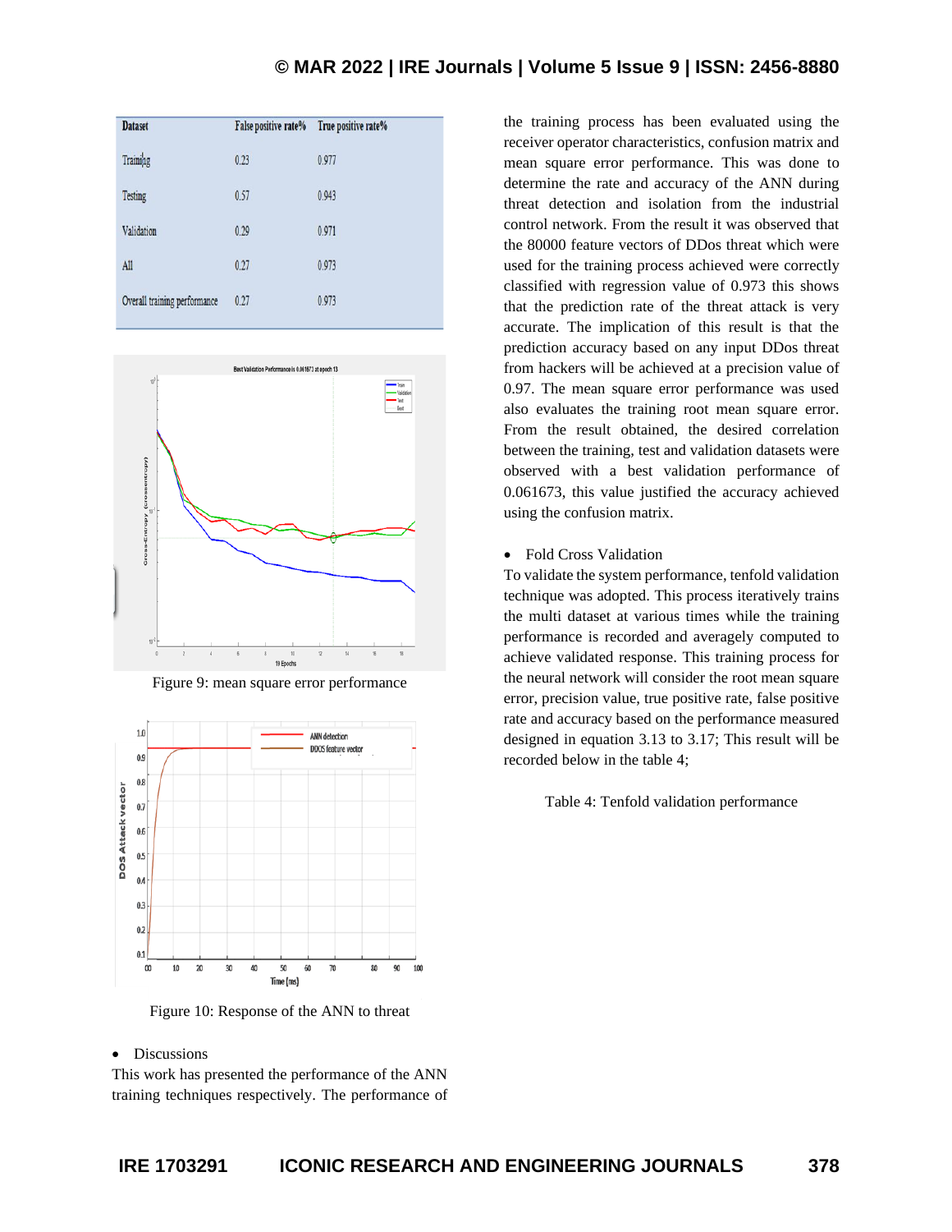| Dataset | False positive rate% | True positive rate% |
|---|---|---|
| Training | 0.23 | 0.977 |
| Testing | 0.57 | 0.943 |
| Validation | 0.29 | 0.971 |
| All | 0.27 | 0.973 |
| Overall training performance | 0.27 | 0.973 |

Figure 9: mean square error performance

Figure 10: Response of the ANN to threat

- Discussions

This work has presented the performance of the ANN training techniques respectively. The performance of the training process has been evaluated using the receiver operator characteristics, confusion matrix and mean square error performance. This was done to determine the rate and accuracy of the ANN during threat detection and isolation from the industrial control network. From the result it was observed that the 80000 feature vectors of DDos threat which were used for the training process achieved were correctly classified with regression value of 0.973 this shows that the prediction rate of the threat attack is very accurate. The implication of this result is that the prediction accuracy based on any input DDos threat from hackers will be achieved at a precision value of 0.97. The mean square error performance was used also evaluates the training root mean square error. From the result obtained, the desired correlation between the training, test and validation datasets were observed with a best validation performance of 0.061673, this value justified the accuracy achieved using the confusion matrix.

- Fold Cross Validation

To validate the system performance, tenfold validation technique was adopted. This process iteratively trains the multi dataset at various times while the training performance is recorded and averagely computed to achieve validated response. This training process for the neural network will consider the root mean square error, precision value, true positive rate, false positive rate and accuracy based on the performance measured designed in equation 3.13 to 3.17; This result will be recorded below in the table 4;

Table 4: Tenfold validation performance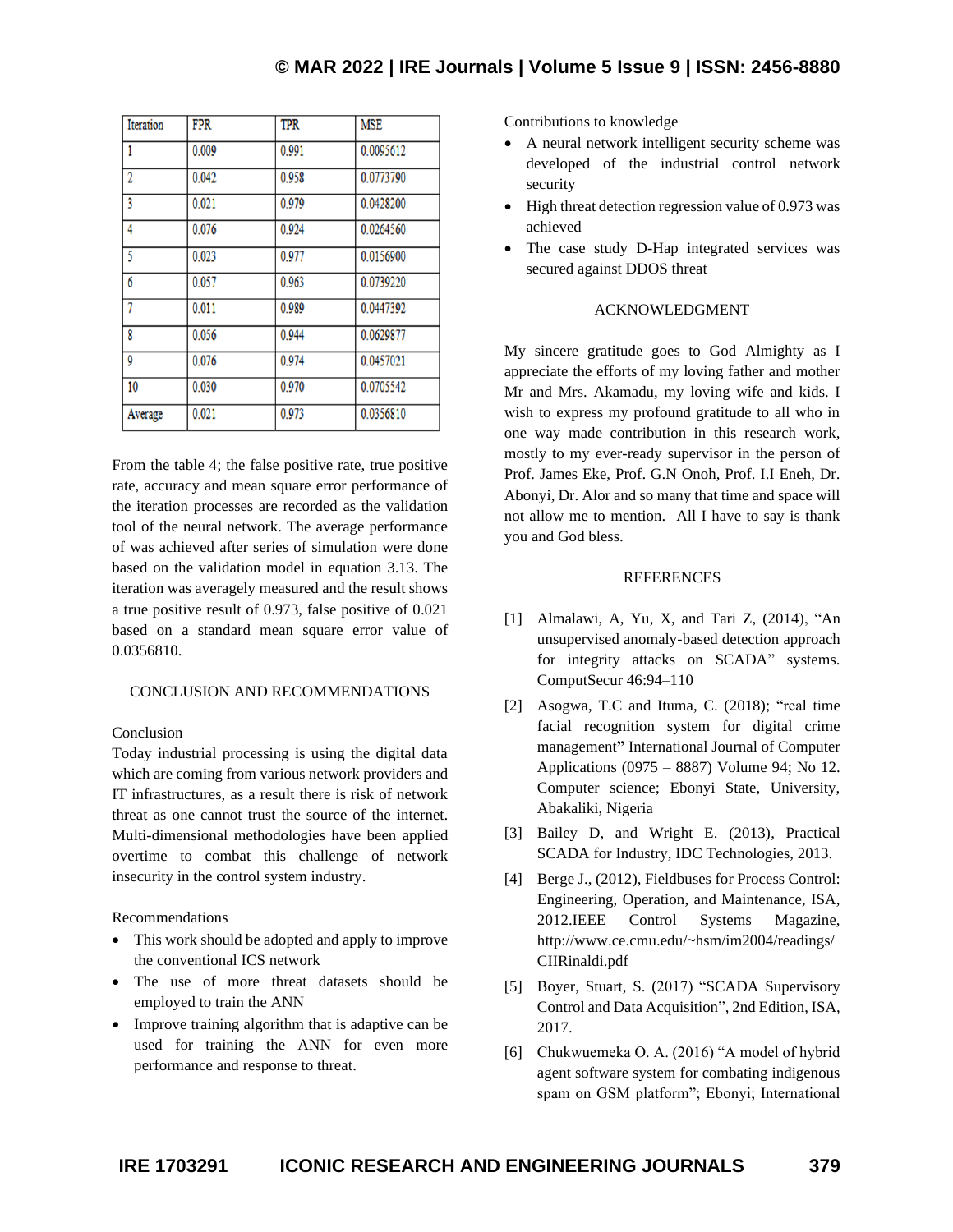| Iteration | FPR | TPR | MSE |
|---|---|---|---|
| 1 | 0.009 | 0.991 | 0.0095612 |
| 2 | 0.042 | 0.958 | 0.0773790 |
| 3 | 0.021 | 0.979 | 0.0428200 |
| 4 | 0.076 | 0.924 | 0.0264560 |
| 5 | 0.023 | 0.977 | 0.0156900 |
| 6 | 0.057 | 0.963 | 0.0739220 |
| 7 | 0.011 | 0.989 | 0.0447392 |
| 8 | 0.056 | 0.944 | 0.0629877 |
| 9 | 0.076 | 0.974 | 0.0457021 |
| 10 | 0.030 | 0.970 | 0.0705542 |
| Average | 0.021 | 0.973 | 0.0356810 |

From the table 4; the false positive rate, true positive rate, accuracy and mean square error performance of the iteration processes are recorded as the validation tool of the neural network. The average performance of was achieved after series of simulation were done based on the validation model in equation 3.13. The iteration was averagely measured and the result shows a true positive result of 0.973, false positive of 0.021 based on a standard mean square error value of 0.0356810.

## CONCLUSION AND RECOMMENDATIONS

### Conclusion

Today industrial processing is using the digital data which are coming from various network providers and IT infrastructures, as a result there is risk of network threat as one cannot trust the source of the internet. Multi-dimensional methodologies have been applied overtime to combat this challenge of network insecurity in the control system industry.

### Recommendations

- This work should be adopted and apply to improve the conventional ICS network
- The use of more threat datasets should be employed to train the ANN
- Improve training algorithm that is adaptive can be used for training the ANN for even more performance and response to threat.

### Contributions to knowledge

- A neural network intelligent security scheme was developed of the industrial control network security
- High threat detection regression value of 0.973 was achieved
- The case study D-Hap integrated services was secured against DDOS threat

## ACKNOWLEDGMENT

My sincere gratitude goes to God Almighty as I appreciate the efforts of my loving father and mother Mr and Mrs. Akamadu, my loving wife and kids. I wish to express my profound gratitude to all who in one way made contribution in this research work, mostly to my ever-ready supervisor in the person of Prof. James Eke, Prof. G.N Onoh, Prof. I.I Eneh, Dr. Abonyi, Dr. Alor and so many that time and space will not allow me to mention. All I have to say is thank you and God bless.

## REFERENCES

[1] Almalawi, A, Yu, X, and Tari Z, (2014), "An unsupervised anomaly-based detection approach for integrity attacks on SCADA" systems. ComputSecur 46:94–110

[2] Asogwa, T.C and Ituma, C. (2018); "real time facial recognition system for digital crime management" International Journal of Computer Applications (0975 – 8887) Volume 94; No 12. Computer science; Ebonyi State, University, Abakaliki, Nigeria

[3] Bailey D, and Wright E. (2013), Practical SCADA for Industry, IDC Technologies, 2013.

[4] Berge J., (2012), Fieldbuses for Process Control: Engineering, Operation, and Maintenance, ISA, 2012.IEEE Control Systems Magazine, http://www.ce.cmu.edu/~hsm/im2004/readings/CIIRinaldi.pdf

[5] Boyer, Stuart, S. (2017) "SCADA Supervisory Control and Data Acquisition", 2nd Edition, ISA, 2017.

[6] Chukwuemeka O. A. (2016) "A model of hybrid agent software system for combating indigenous spam on GSM platform"; Ebonyi; International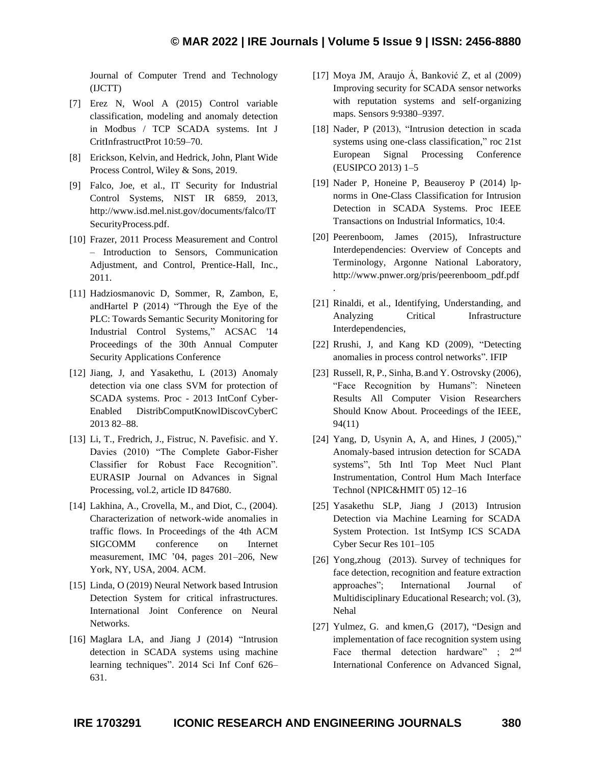Journal of Computer Trend and Technology (IJCTT)

[7] Erez N, Wool A (2015) Control variable classification, modeling and anomaly detection in Modbus / TCP SCADA systems. Int J CritInfrastructProt 10:59–70.

[8] Erickson, Kelvin, and Hedrick, John, Plant Wide Process Control, Wiley & Sons, 2019.

[9] Falco, Joe, et al., IT Security for Industrial Control Systems, NIST IR 6859, 2013, http://www.isd.mel.nist.gov/documents/falco/ITSecurityProcess.pdf.

[10] Frazer, 2011 Process Measurement and Control – Introduction to Sensors, Communication Adjustment, and Control, Prentice-Hall, Inc., 2011.

[11] Hadziosmanovic D, Sommer, R, Zambon, E, andHartel P (2014) "Through the Eye of the PLC: Towards Semantic Security Monitoring for Industrial Control Systems," ACSAC '14 Proceedings of the 30th Annual Computer Security Applications Conference

[12] Jiang, J, and Yasakethu, L (2013) Anomaly detection via one class SVM for protection of SCADA systems. Proc - 2013 IntConf Cyber-Enabled DistribComputKnowlDiscovCyberC 2013 82–88.

[13] Li, T., Fredrich, J., Fistruc, N. Pavefisic. and Y. Davies (2010) "The Complete Gabor-Fisher Classifier for Robust Face Recognition". EURASIP Journal on Advances in Signal Processing, vol.2, article ID 847680.

[14] Lakhina, A., Crovella, M., and Diot, C., (2004). Characterization of network-wide anomalies in traffic flows. In Proceedings of the 4th ACM SIGCOMM conference on Internet measurement, IMC '04, pages 201–206, New York, NY, USA, 2004. ACM.

[15] Linda, O (2019) Neural Network based Intrusion Detection System for critical infrastructures. International Joint Conference on Neural Networks.

[16] Maglara LA, and Jiang J (2014) "Intrusion detection in SCADA systems using machine learning techniques". 2014 Sci Inf Conf 626–631.

[17] Moya JM, Araujo Á, Banković Z, et al (2009) Improving security for SCADA sensor networks with reputation systems and self-organizing maps. Sensors 9:9380–9397.

[18] Nader, P (2013), "Intrusion detection in scada systems using one-class classification," roc 21st European Signal Processing Conference (EUSIPCO 2013) 1–5

[19] Nader P, Honeine P, Beauseroy P (2014) lp-norms in One-Class Classification for Intrusion Detection in SCADA Systems. Proc IEEE Transactions on Industrial Informatics, 10:4.

[20] Peerenboom, James (2015), Infrastructure Interdependencies: Overview of Concepts and Terminology, Argonne National Laboratory, http://www.pnwer.org/pris/peerenboom_pdf.pdf.

[21] Rinaldi, et al., Identifying, Understanding, and Analyzing Critical Infrastructure Interdependencies,

[22] Rrushi, J, and Kang KD (2009), "Detecting anomalies in process control networks". IFIP

[23] Russell, R, P., Sinha, B.and Y. Ostrovsky (2006), "Face Recognition by Humans": Nineteen Results All Computer Vision Researchers Should Know About. Proceedings of the IEEE, 94(11)

[24] Yang, D, Usynin A, A, and Hines, J (2005)," Anomaly-based intrusion detection for SCADA systems", 5th Intl Top Meet Nucl Plant Instrumentation, Control Hum Mach Interface Technol (NPIC&HMIT 05) 12–16

[25] Yasakethu SLP, Jiang J (2013) Intrusion Detection via Machine Learning for SCADA System Protection. 1st IntSymp ICS SCADA Cyber Secur Res 101–105

[26] Yong,zhoug (2013). Survey of techniques for face detection, recognition and feature extraction approaches"; International Journal of Multidisciplinary Educational Research; vol. (3), Nehal

[27] Yulmez, G. and kmen,G (2017), "Design and implementation of face recognition system using Face thermal detection hardware" ; 2nd International Conference on Advanced Signal,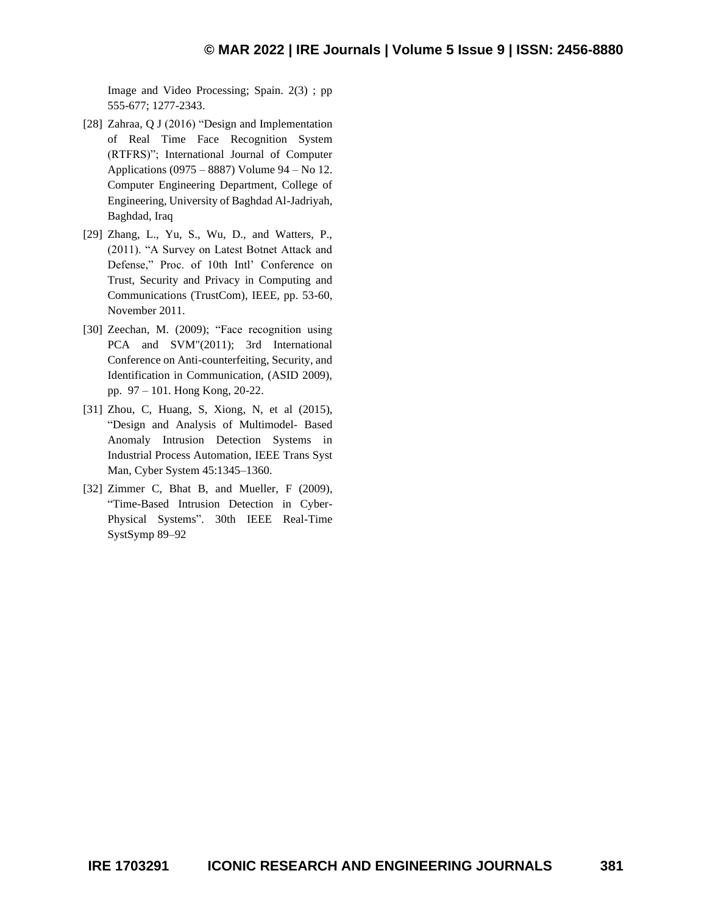Image and Video Processing; Spain. 2(3) ; pp 555-677; 1277-2343.

[28] Zahraa, Q J (2016) “Design and Implementation of Real Time Face Recognition System (RTFRS)”; International Journal of Computer Applications (0975 – 8887) Volume 94 – No 12. Computer Engineering Department, College of Engineering, University of Baghdad Al-Jadriyah, Baghdad, Iraq

[29] Zhang, L., Yu, S., Wu, D., and Watters, P., (2011). “A Survey on Latest Botnet Attack and Defense,” Proc. of 10th Intl’ Conference on Trust, Security and Privacy in Computing and Communications (TrustCom), IEEE, pp. 53-60, November 2011.

[30] Zeechan, M. (2009); “Face recognition using PCA and SVM"(2011); 3rd International Conference on Anti-counterfeiting, Security, and Identification in Communication, (ASID 2009), pp. 97 – 101. Hong Kong, 20-22.

[31] Zhou, C, Huang, S, Xiong, N, et al (2015), “Design and Analysis of Multimodel- Based Anomaly Intrusion Detection Systems in Industrial Process Automation, IEEE Trans Syst Man, Cyber System 45:1345–1360.

[32] Zimmer C, Bhat B, and Mueller, F (2009), “Time-Based Intrusion Detection in Cyber-Physical Systems”. 30th IEEE Real-Time SystSymp 89–92